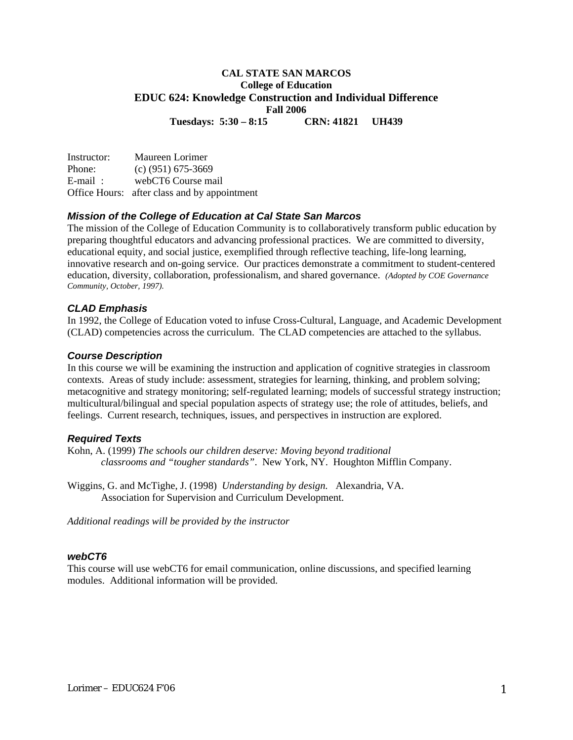**CAL STATE SAN MARCOS**
**College of Education**

# EDUC 624: Knowledge Construction and Individual Difference

**Fall 2006**
**Tuesdays: 5:30 – 8:15 CRN: 41821 UH439**

Instructor: Maureen Lorimer
Phone: (c) (951) 675-3669
E-mail : webCT6 Course mail
Office Hours: after class and by appointment

### *Mission of the College of Education at Cal State San Marcos*

The mission of the College of Education Community is to collaboratively transform public education by preparing thoughtful educators and advancing professional practices. We are committed to diversity, educational equity, and social justice, exemplified through reflective teaching, life-long learning, innovative research and on-going service. Our practices demonstrate a commitment to student-centered education, diversity, collaboration, professionalism, and shared governance. *(Adopted by COE Governance Community, October, 1997).*

### *CLAD Emphasis*

In 1992, the College of Education voted to infuse Cross-Cultural, Language, and Academic Development (CLAD) competencies across the curriculum. The CLAD competencies are attached to the syllabus.

### *Course Description*

In this course we will be examining the instruction and application of cognitive strategies in classroom contexts. Areas of study include: assessment, strategies for learning, thinking, and problem solving; metacognitive and strategy monitoring; self-regulated learning; models of successful strategy instruction; multicultural/bilingual and special population aspects of strategy use; the role of attitudes, beliefs, and feelings. Current research, techniques, issues, and perspectives in instruction are explored.

### *Required Texts*

Kohn, A. (1999) *The schools our children deserve: Moving beyond traditional classrooms and "tougher standards"*. New York, NY. Houghton Mifflin Company.

Wiggins, G. and McTighe, J. (1998) *Understanding by design.* Alexandria, VA. Association for Supervision and Curriculum Development.

*Additional readings will be provided by the instructor*

### *webCT6*

This course will use webCT6 for email communication, online discussions, and specified learning modules. Additional information will be provided.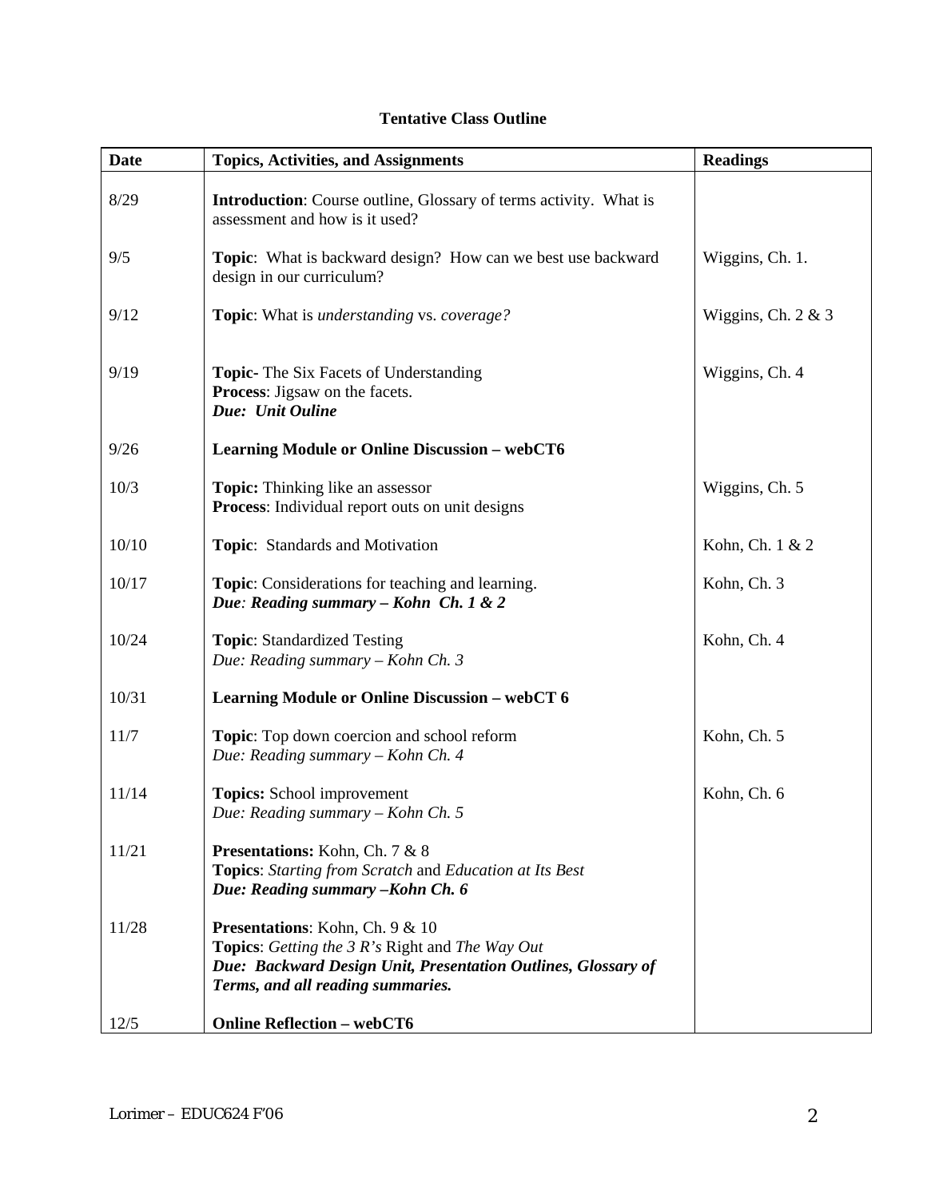**Tentative Class Outline**

| **Date** | **Topics, Activities, and Assignments** | **Readings** |
|---|---|---|
| 8/29 | **Introduction**: Course outline, Glossary of terms activity. What is assessment and how is it used? | |
| 9/5 | **Topic**: What is backward design? How can we best use backward design in our curriculum? | Wiggins, Ch. 1. |
| 9/12 | **Topic**: What is *understanding* vs. *coverage?* | Wiggins, Ch. 2 & 3 |
| 9/19 | **Topic**- The Six Facets of Understanding<br>**Process**: Jigsaw on the facets.<br>***Due: Unit Ouline*** | Wiggins, Ch. 4 |
| 9/26 | **Learning Module or Online Discussion – webCT6** | |
| 10/3 | **Topic:** Thinking like an assessor<br>**Process**: Individual report outs on unit designs | Wiggins, Ch. 5 |
| 10/10 | **Topic**: Standards and Motivation | Kohn, Ch. 1 & 2 |
| 10/17 | **Topic**: Considerations for teaching and learning.<br>***Due: Reading summary – Kohn Ch. 1 & 2*** | Kohn, Ch. 3 |
| 10/24 | **Topic**: Standardized Testing<br>*Due: Reading summary – Kohn Ch. 3* | Kohn, Ch. 4 |
| 10/31 | **Learning Module or Online Discussion – webCT 6** | |
| 11/7 | **Topic**: Top down coercion and school reform<br>*Due: Reading summary – Kohn Ch. 4* | Kohn, Ch. 5 |
| 11/14 | **Topics:** School improvement<br>*Due: Reading summary – Kohn Ch. 5* | Kohn, Ch. 6 |
| 11/21 | **Presentations:** Kohn, Ch. 7 & 8<br>**Topics**: *Starting from Scratch* and *Education at Its Best*<br>***Due: Reading summary –Kohn Ch. 6*** | |
| 11/28 | **Presentations**: Kohn, Ch. 9 & 10<br>**Topics**: *Getting the 3 R's* **Right** and *The Way Out*<br>***Due: Backward Design Unit, Presentation Outlines, Glossary of Terms, and all reading summaries.*** | |
| 12/5 | **Online Reflection – webCT6** | |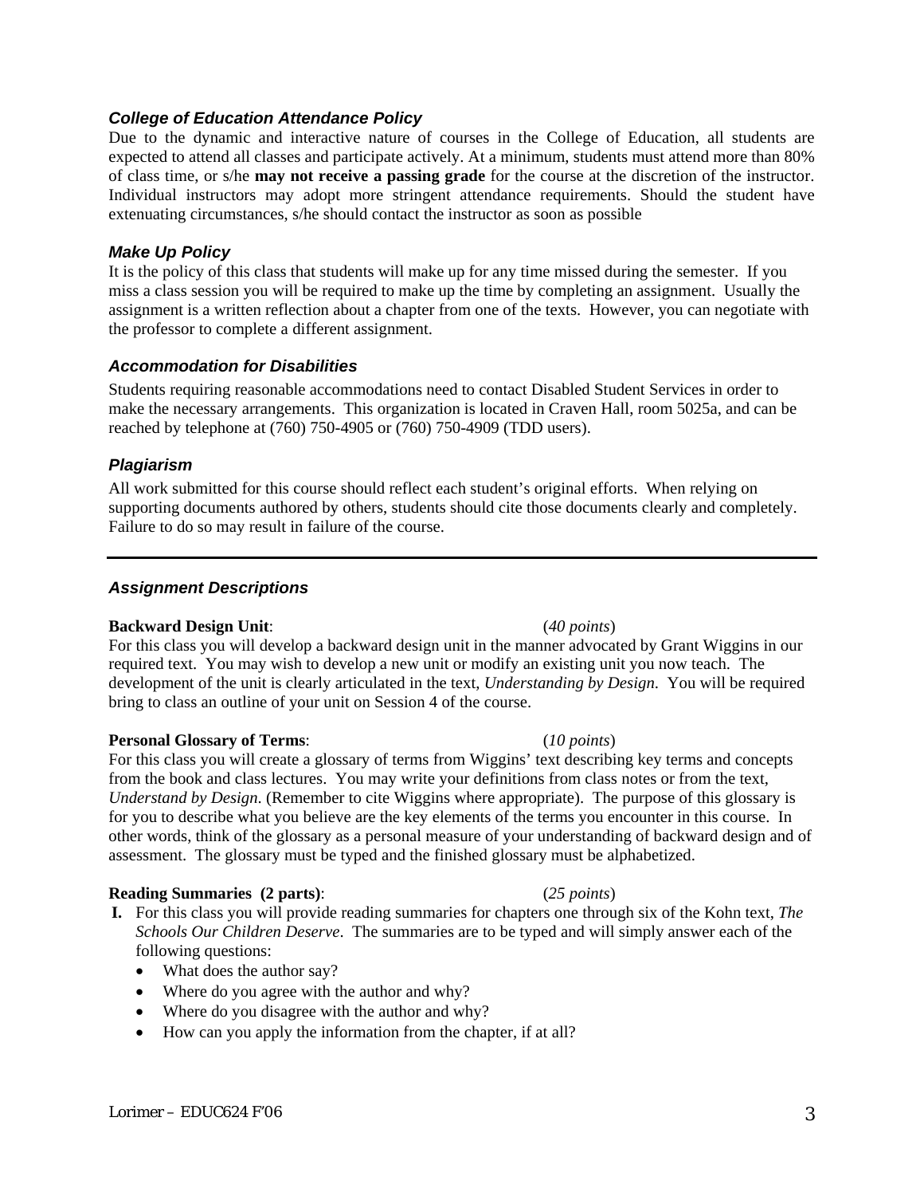### *College of Education Attendance Policy*

Due to the dynamic and interactive nature of courses in the College of Education, all students are expected to attend all classes and participate actively. At a minimum, students must attend more than 80% of class time, or s/he **may not receive a passing grade** for the course at the discretion of the instructor. Individual instructors may adopt more stringent attendance requirements. Should the student have extenuating circumstances, s/he should contact the instructor as soon as possible

### *Make Up Policy*

It is the policy of this class that students will make up for any time missed during the semester. If you miss a class session you will be required to make up the time by completing an assignment. Usually the assignment is a written reflection about a chapter from one of the texts. However, you can negotiate with the professor to complete a different assignment.

### *Accommodation for Disabilities*

Students requiring reasonable accommodations need to contact Disabled Student Services in order to make the necessary arrangements. This organization is located in Craven Hall, room 5025a, and can be reached by telephone at (760) 750-4905 or (760) 750-4909 (TDD users).

### *Plagiarism*

All work submitted for this course should reflect each student's original efforts. When relying on supporting documents authored by others, students should cite those documents clearly and completely. Failure to do so may result in failure of the course.

---

### *Assignment Descriptions*

**Backward Design Unit**: (*40 points*)
For this class you will develop a backward design unit in the manner advocated by Grant Wiggins in our required text. You may wish to develop a new unit or modify an existing unit you now teach. The development of the unit is clearly articulated in the text, *Understanding by Design*. You will be required bring to class an outline of your unit on Session 4 of the course.

**Personal Glossary of Terms**: (*10 points*)
For this class you will create a glossary of terms from Wiggins' text describing key terms and concepts from the book and class lectures. You may write your definitions from class notes or from the text, *Understand by Design*. (Remember to cite Wiggins where appropriate). The purpose of this glossary is for you to describe what you believe are the key elements of the terms you encounter in this course. In other words, think of the glossary as a personal measure of your understanding of backward design and of assessment. The glossary must be typed and the finished glossary must be alphabetized.

**Reading Summaries (2 parts)**: (*25 points*)

**I.** For this class you will provide reading summaries for chapters one through six of the Kohn text, *The Schools Our Children Deserve*. The summaries are to be typed and will simply answer each of the following questions:

- What does the author say?
- Where do you agree with the author and why?
- Where do you disagree with the author and why?
- How can you apply the information from the chapter, if at all?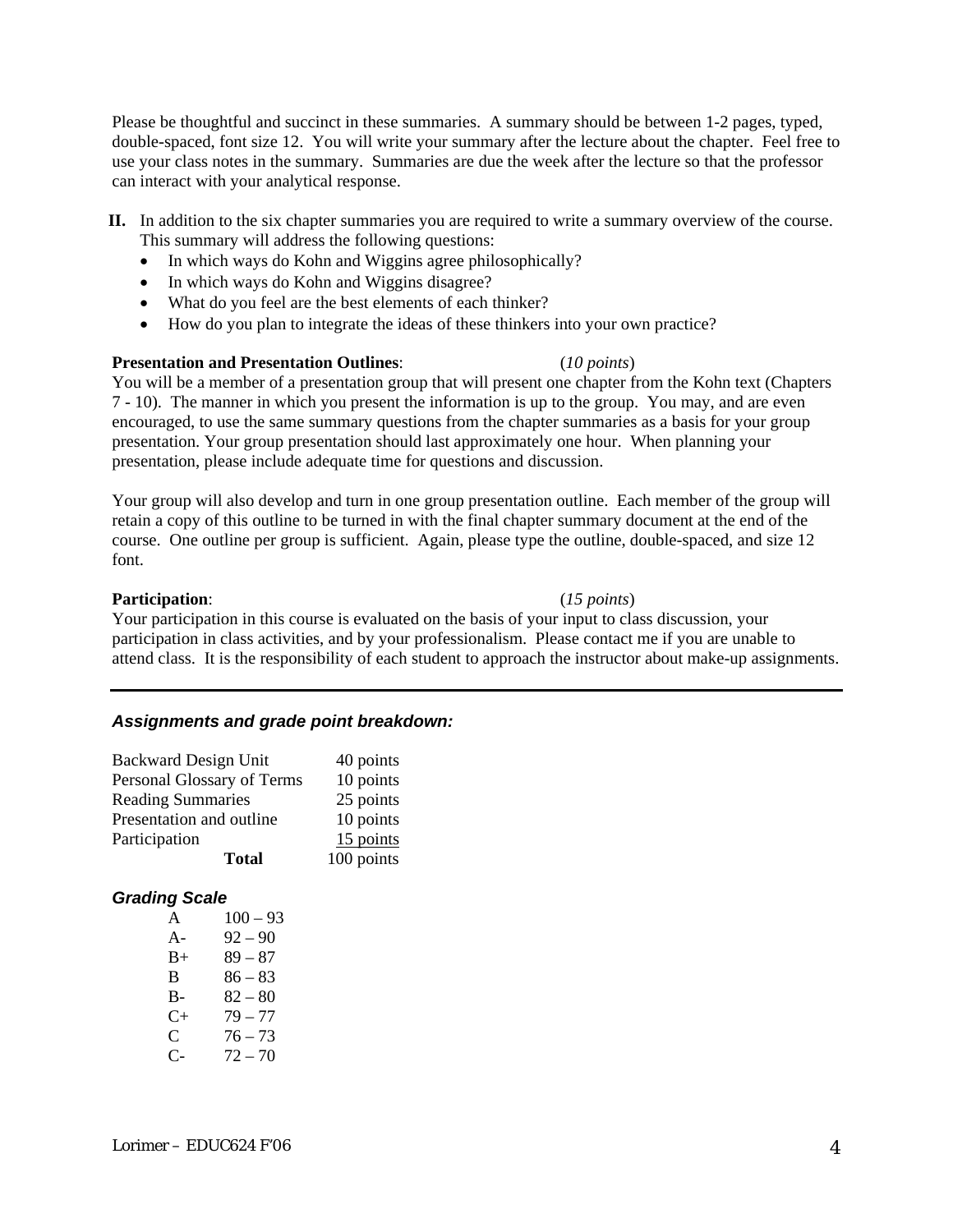Please be thoughtful and succinct in these summaries. A summary should be between 1-2 pages, typed, double-spaced, font size 12. You will write your summary after the lecture about the chapter. Feel free to use your class notes in the summary. Summaries are due the week after the lecture so that the professor can interact with your analytical response.

**II.** In addition to the six chapter summaries you are required to write a summary overview of the course. This summary will address the following questions:

- In which ways do Kohn and Wiggins agree philosophically?
- In which ways do Kohn and Wiggins disagree?
- What do you feel are the best elements of each thinker?
- How do you plan to integrate the ideas of these thinkers into your own practice?

**Presentation and Presentation Outlines**: (*10 points*)
You will be a member of a presentation group that will present one chapter from the Kohn text (Chapters 7 - 10). The manner in which you present the information is up to the group. You may, and are even encouraged, to use the same summary questions from the chapter summaries as a basis for your group presentation. Your group presentation should last approximately one hour. When planning your presentation, please include adequate time for questions and discussion.

Your group will also develop and turn in one group presentation outline. Each member of the group will retain a copy of this outline to be turned in with the final chapter summary document at the end of the course. One outline per group is sufficient. Again, please type the outline, double-spaced, and size 12 font.

**Participation**: (*15 points*)
Your participation in this course is evaluated on the basis of your input to class discussion, your participation in class activities, and by your professionalism. Please contact me if you are unable to attend class. It is the responsibility of each student to approach the instructor about make-up assignments.

---

### *Assignments and grade point breakdown:*

| Assignment | Points |
|---|---|
| Backward Design Unit | 40 points |
| Personal Glossary of Terms | 10 points |
| Reading Summaries | 25 points |
| Presentation and outline | 10 points |
| Participation | 15 points |
| **Total** | 100 points |

### *Grading Scale*

| Grade | Range |
|---|---|
| A | 100 – 93 |
| A- | 92 – 90 |
| B+ | 89 – 87 |
| B | 86 – 83 |
| B- | 82 – 80 |
| C+ | 79 – 77 |
| C | 76 – 73 |
| C- | 72 – 70 |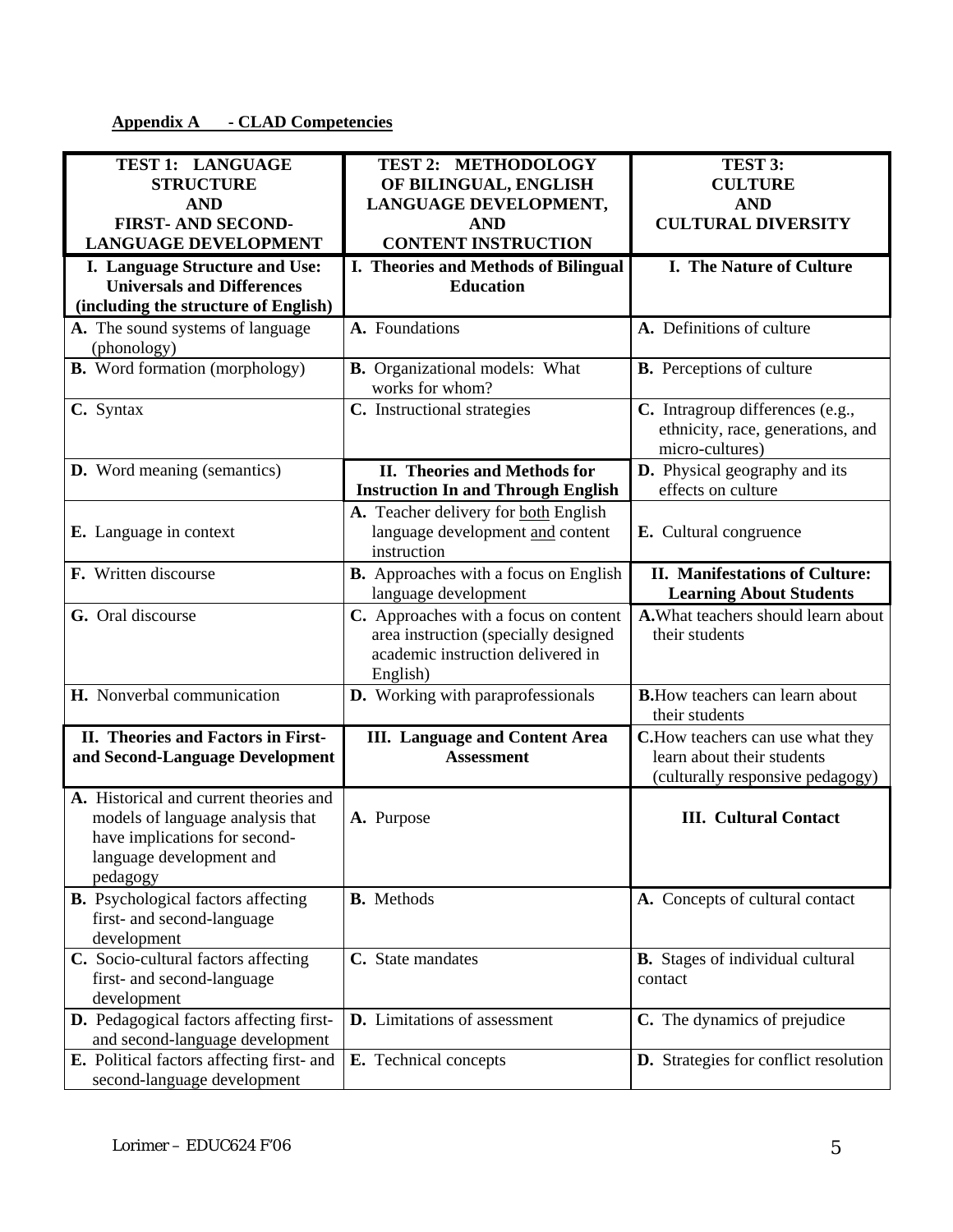**Appendix A - CLAD Competencies**

| TEST 1: LANGUAGE STRUCTURE AND FIRST- AND SECOND-LANGUAGE DEVELOPMENT | TEST 2: METHODOLOGY OF BILINGUAL, ENGLISH LANGUAGE DEVELOPMENT, AND CONTENT INSTRUCTION | TEST 3: CULTURE AND CULTURAL DIVERSITY |
|---|---|---|
| **I. Language Structure and Use: Universals and Differences (including the structure of English)** | **I. Theories and Methods of Bilingual Education** | **I. The Nature of Culture** |
| **A.** The sound systems of language (phonology) | **A.** Foundations | **A.** Definitions of culture |
| **B.** Word formation (morphology) | **B.** Organizational models: What works for whom? | **B.** Perceptions of culture |
| **C.** Syntax | **C.** Instructional strategies | **C.** Intragroup differences (e.g., ethnicity, race, generations, and micro-cultures) |
| **D.** Word meaning (semantics) | **II. Theories and Methods for Instruction In and Through English** | **D.** Physical geography and its effects on culture |
| **E.** Language in context | **A.** Teacher delivery for both English language development and content instruction | **E.** Cultural congruence |
| **F.** Written discourse | **B.** Approaches with a focus on English language development | **II. Manifestations of Culture: Learning About Students** |
| **G.** Oral discourse | **C.** Approaches with a focus on content area instruction (specially designed academic instruction delivered in English) | **A.** What teachers should learn about their students |
| **H.** Nonverbal communication | **D.** Working with paraprofessionals | **B.** How teachers can learn about their students |
| **II. Theories and Factors in First- and Second-Language Development** | **III. Language and Content Area Assessment** | **C.** How teachers can use what they learn about their students (culturally responsive pedagogy) |
| **A.** Historical and current theories and models of language analysis that have implications for second-language development and pedagogy | **A.** Purpose | **III. Cultural Contact** |
| **B.** Psychological factors affecting first- and second-language development | **B.** Methods | **A.** Concepts of cultural contact |
| **C.** Socio-cultural factors affecting first- and second-language development | **C.** State mandates | **B.** Stages of individual cultural contact |
| **D.** Pedagogical factors affecting first- and second-language development | **D.** Limitations of assessment | **C.** The dynamics of prejudice |
| **E.** Political factors affecting first- and second-language development | **E.** Technical concepts | **D.** Strategies for conflict resolution |